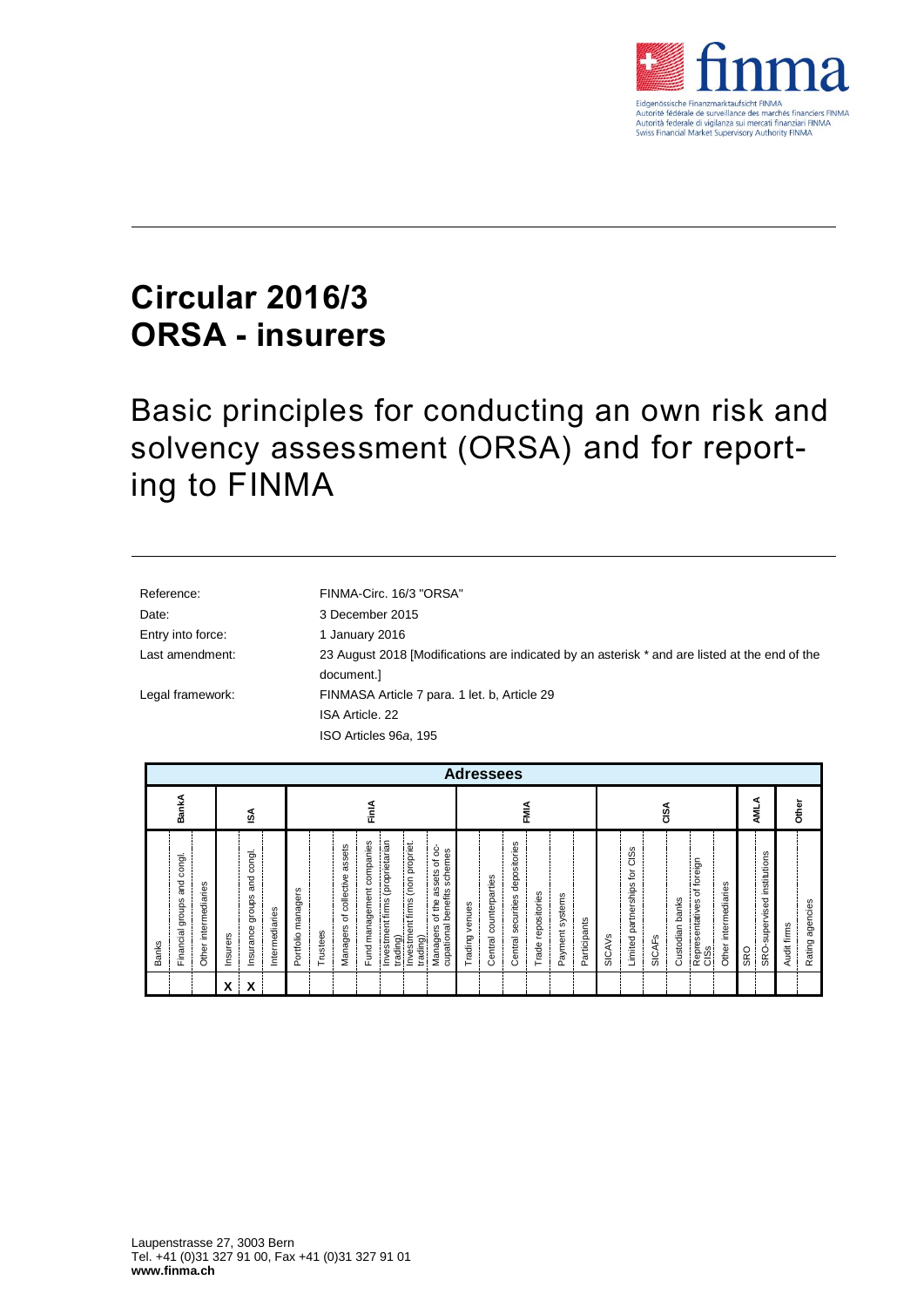# Circular 2016/3
# ORSA - insurers

## Basic principles for conducting an own risk and solvency assessment (ORSA) and for reporting to FINMA

| | |
|---|---|
| Reference: | FINMA-Circ. 16/3 "ORSA" |
| Date: | 3 December 2015 |
| Entry into force: | 1 January 2016 |
| Last amendment: | 23 August 2018 [Modifications are indicated by an asterisk * and are listed at the end of the document.] |
| Legal framework: | FINMASA Article 7 para. 1 let. b, Article 29<br>ISA Article. 22<br>ISO Articles 96*a*, 195 |

| Adressees | | | | | | | | | | | | | | | | | | | | | | | | | | | | | | | |
|---|---|---|---|---|---|---|---|---|---|---|---|---|---|---|---|---|---|---|---|---|---|---|---|---|---|---|---|---|---|---|---|
| BankA | | | ISA | | | FinIA | | | | | | | FMIA | | | | | | CISA | | | | | | | AMLA | | Other | |
| Banks | Financial groups and congl. | Other intermediaries | Insurers | Insurance groups and congl. | Intermediaries | Portfolio managers | Trustees | Managers of collective assets | Fund management companies | Investment firms (proprietarian trading) | Investment firms (non propriet. trading) | Managers of the assets of occupational benefits schemes | Trading venues | Central counterparties | Central securities depositories | Trade repositories | Payment systems | Participants | SICAVs | Limited partnerships for CISs | SICAFs | Custodian banks | Representatives of foreign CISs | Other intermediaries | SRO | SRO-supervised institutions | Audit firms | Rating agencies |
| | | | X | X | | | | | | | | | | | | | | | | | | | | | | | | |

Laupenstrasse 27, 3003 Bern
Tel. +41 (0)31 327 91 00, Fax +41 (0)31 327 91 01
**www.finma.ch**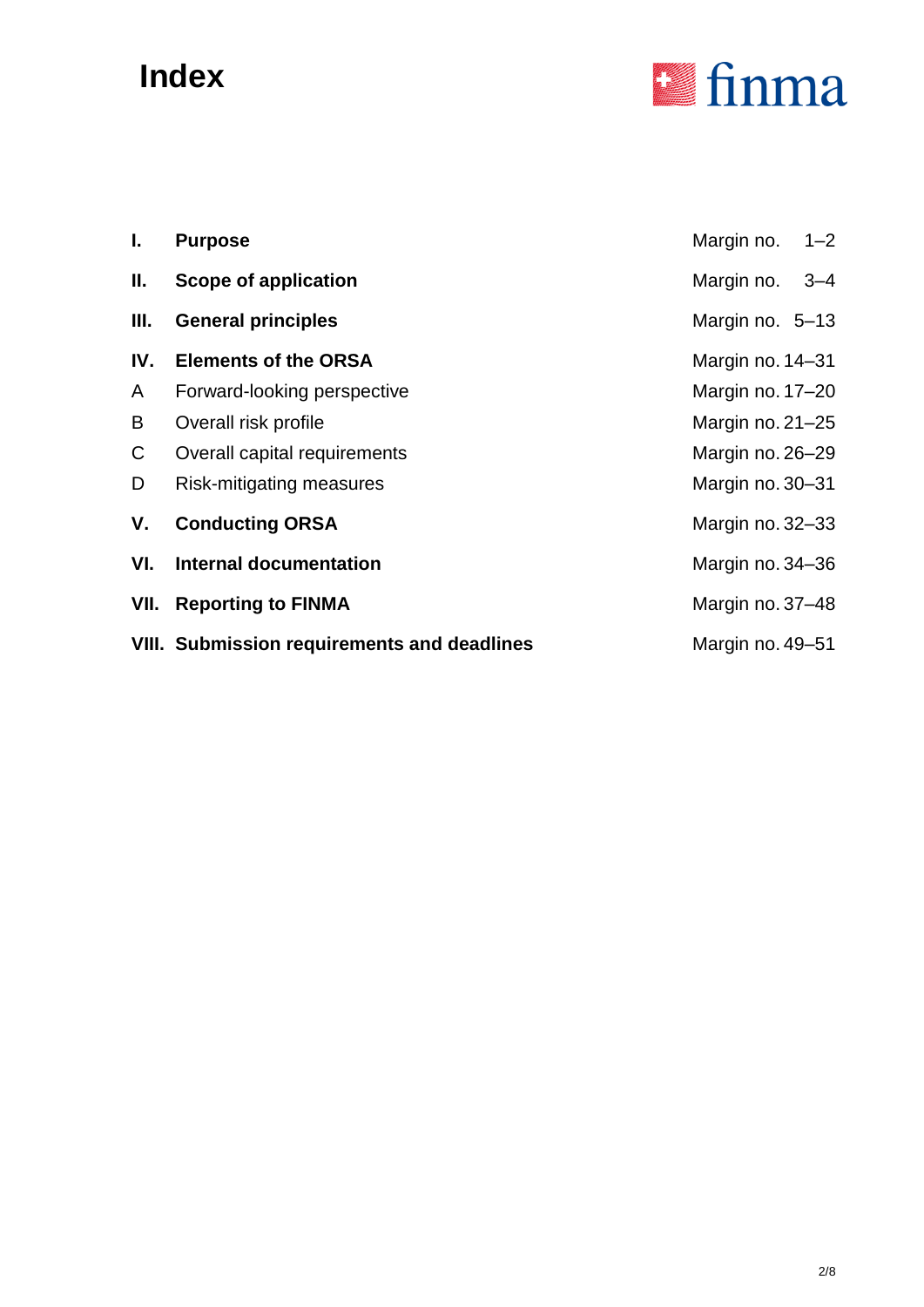# Index

| | | |
|---|---|---|
| **I.** | **Purpose** | Margin no. 1–2 |
| **II.** | **Scope of application** | Margin no. 3–4 |
| **III.** | **General principles** | Margin no. 5–13 |
| **IV.** | **Elements of the ORSA** | Margin no. 14–31 |
| A | Forward-looking perspective | Margin no. 17–20 |
| B | Overall risk profile | Margin no. 21–25 |
| C | Overall capital requirements | Margin no. 26–29 |
| D | Risk-mitigating measures | Margin no. 30–31 |
| **V.** | **Conducting ORSA** | Margin no. 32–33 |
| **VI.** | **Internal documentation** | Margin no. 34–36 |
| **VII.** | **Reporting to FINMA** | Margin no. 37–48 |
| **VIII.** | **Submission requirements and deadlines** | Margin no. 49–51 |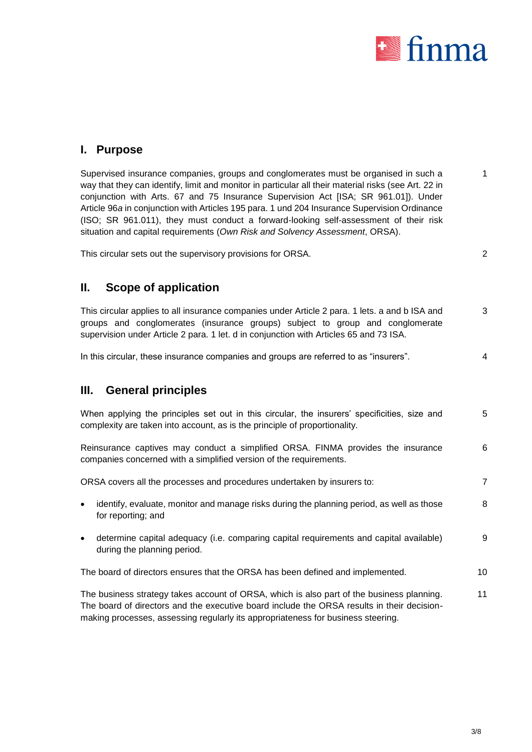## I. Purpose

Supervised insurance companies, groups and conglomerates must be organised in such a way that they can identify, limit and monitor in particular all their material risks (see Art. 22 in conjunction with Arts. 67 and 75 Insurance Supervision Act [ISA; SR 961.01]). Under Article 96*a* in conjunction with Articles 195 para. 1 und 204 Insurance Supervision Ordinance (ISO; SR 961.011), they must conduct a forward-looking self-assessment of their risk situation and capital requirements (*Own Risk and Solvency Assessment*, ORSA). 1

This circular sets out the supervisory provisions for ORSA. 2

## II. Scope of application

This circular applies to all insurance companies under Article 2 para. 1 lets. a and b ISA and groups and conglomerates (insurance groups) subject to group and conglomerate supervision under Article 2 para. 1 let. d in conjunction with Articles 65 and 73 ISA. 3

In this circular, these insurance companies and groups are referred to as "insurers". 4

## III. General principles

When applying the principles set out in this circular, the insurers' specificities, size and complexity are taken into account, as is the principle of proportionality. 5

Reinsurance captives may conduct a simplified ORSA. FINMA provides the insurance companies concerned with a simplified version of the requirements. 6

ORSA covers all the processes and procedures undertaken by insurers to: 7

- identify, evaluate, monitor and manage risks during the planning period, as well as those for reporting; and 8
- determine capital adequacy (i.e. comparing capital requirements and capital available) during the planning period. 9

The board of directors ensures that the ORSA has been defined and implemented. 10

The business strategy takes account of ORSA, which is also part of the business planning. The board of directors and the executive board include the ORSA results in their decision-making processes, assessing regularly its appropriateness for business steering. 11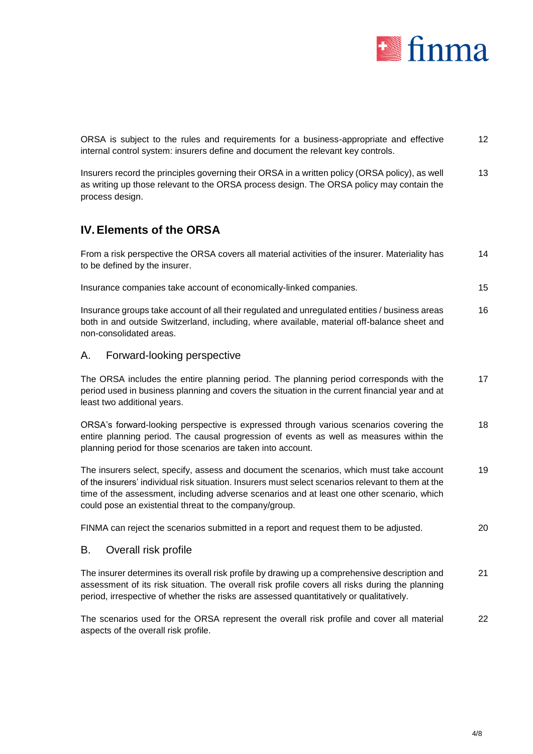ORSA is subject to the rules and requirements for a business-appropriate and effective internal control system: insurers define and document the relevant key controls. 12

Insurers record the principles governing their ORSA in a written policy (ORSA policy), as well as writing up those relevant to the ORSA process design. The ORSA policy may contain the process design. 13

## IV. Elements of the ORSA

From a risk perspective the ORSA covers all material activities of the insurer. Materiality has to be defined by the insurer. 14

Insurance companies take account of economically-linked companies. 15

Insurance groups take account of all their regulated and unregulated entities / business areas both in and outside Switzerland, including, where available, material off-balance sheet and non-consolidated areas. 16

### A. Forward-looking perspective

The ORSA includes the entire planning period. The planning period corresponds with the period used in business planning and covers the situation in the current financial year and at least two additional years. 17

ORSA's forward-looking perspective is expressed through various scenarios covering the entire planning period. The causal progression of events as well as measures within the planning period for those scenarios are taken into account. 18

The insurers select, specify, assess and document the scenarios, which must take account of the insurers' individual risk situation. Insurers must select scenarios relevant to them at the time of the assessment, including adverse scenarios and at least one other scenario, which could pose an existential threat to the company/group. 19

FINMA can reject the scenarios submitted in a report and request them to be adjusted. 20

### B. Overall risk profile

The insurer determines its overall risk profile by drawing up a comprehensive description and assessment of its risk situation. The overall risk profile covers all risks during the planning period, irrespective of whether the risks are assessed quantitatively or qualitatively. 21

The scenarios used for the ORSA represent the overall risk profile and cover all material aspects of the overall risk profile. 22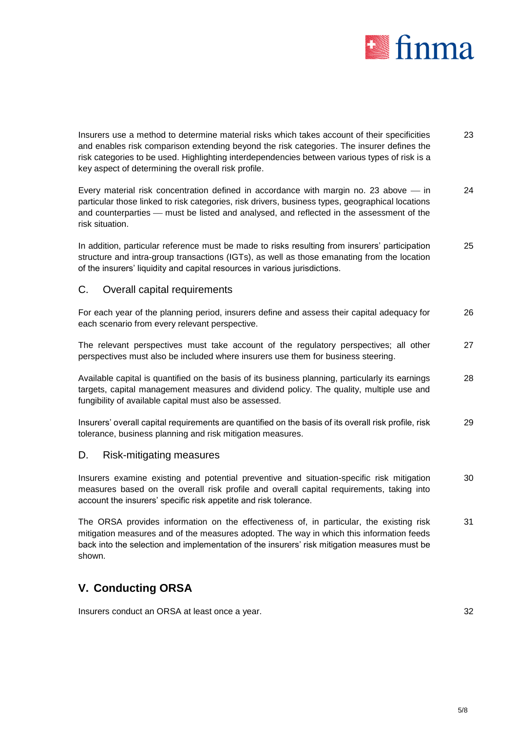Insurers use a method to determine material risks which takes account of their specificities and enables risk comparison extending beyond the risk categories. The insurer defines the risk categories to be used. Highlighting interdependencies between various types of risk is a key aspect of determining the overall risk profile. 23

Every material risk concentration defined in accordance with margin no. 23 above — in particular those linked to risk categories, risk drivers, business types, geographical locations and counterparties — must be listed and analysed, and reflected in the assessment of the risk situation. 24

In addition, particular reference must be made to risks resulting from insurers' participation structure and intra-group transactions (IGTs), as well as those emanating from the location of the insurers' liquidity and capital resources in various jurisdictions. 25

### C. Overall capital requirements

For each year of the planning period, insurers define and assess their capital adequacy for each scenario from every relevant perspective. 26

The relevant perspectives must take account of the regulatory perspectives; all other perspectives must also be included where insurers use them for business steering. 27

Available capital is quantified on the basis of its business planning, particularly its earnings targets, capital management measures and dividend policy. The quality, multiple use and fungibility of available capital must also be assessed. 28

Insurers' overall capital requirements are quantified on the basis of its overall risk profile, risk tolerance, business planning and risk mitigation measures. 29

### D. Risk-mitigating measures

Insurers examine existing and potential preventive and situation-specific risk mitigation measures based on the overall risk profile and overall capital requirements, taking into account the insurers' specific risk appetite and risk tolerance. 30

The ORSA provides information on the effectiveness of, in particular, the existing risk mitigation measures and of the measures adopted. The way in which this information feeds back into the selection and implementation of the insurers' risk mitigation measures must be shown. 31

## V. Conducting ORSA

Insurers conduct an ORSA at least once a year. 32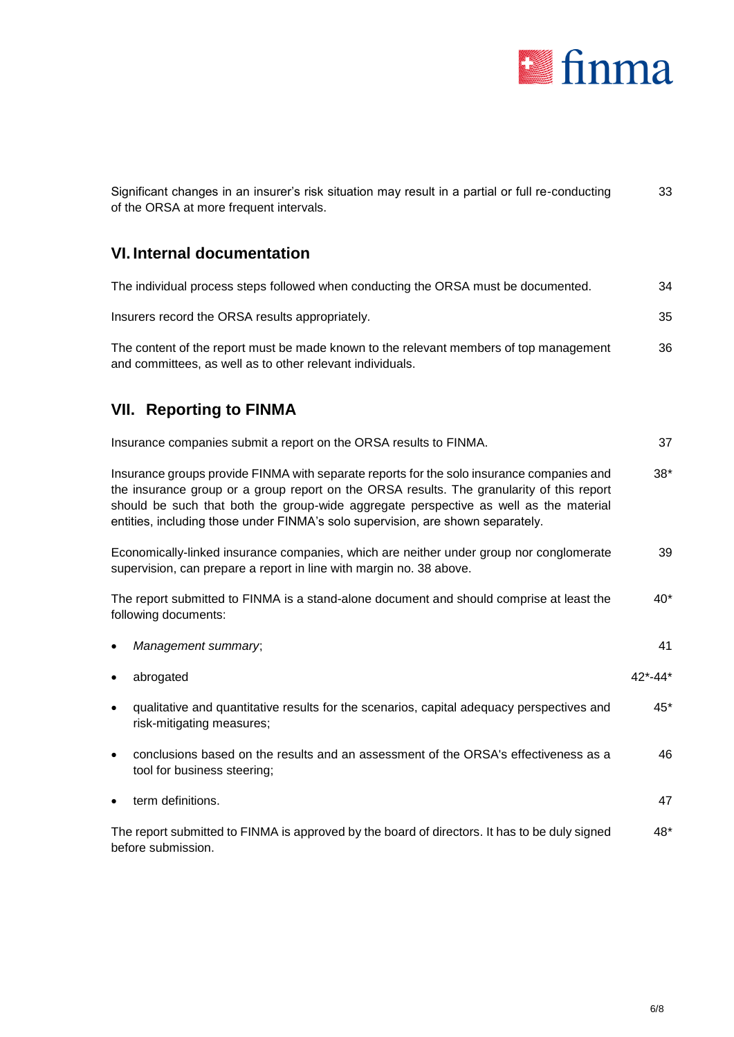Significant changes in an insurer's risk situation may result in a partial or full re-conducting of the ORSA at more frequent intervals. 33

## VI. Internal documentation

The individual process steps followed when conducting the ORSA must be documented. 34

Insurers record the ORSA results appropriately. 35

The content of the report must be made known to the relevant members of top management and committees, as well as to other relevant individuals. 36

## VII. Reporting to FINMA

Insurance companies submit a report on the ORSA results to FINMA. 37

Insurance groups provide FINMA with separate reports for the solo insurance companies and the insurance group or a group report on the ORSA results. The granularity of this report should be such that both the group-wide aggregate perspective as well as the material entities, including those under FINMA's solo supervision, are shown separately. 38*

Economically-linked insurance companies, which are neither under group nor conglomerate supervision, can prepare a report in line with margin no. 38 above. 39

The report submitted to FINMA is a stand-alone document and should comprise at least the following documents: 40*

- *Management summary*; 41
- abrogated 42*-44*
- qualitative and quantitative results for the scenarios, capital adequacy perspectives and risk-mitigating measures; 45*
- conclusions based on the results and an assessment of the ORSA's effectiveness as a tool for business steering; 46
- term definitions. 47

The report submitted to FINMA is approved by the board of directors. It has to be duly signed before submission. 48*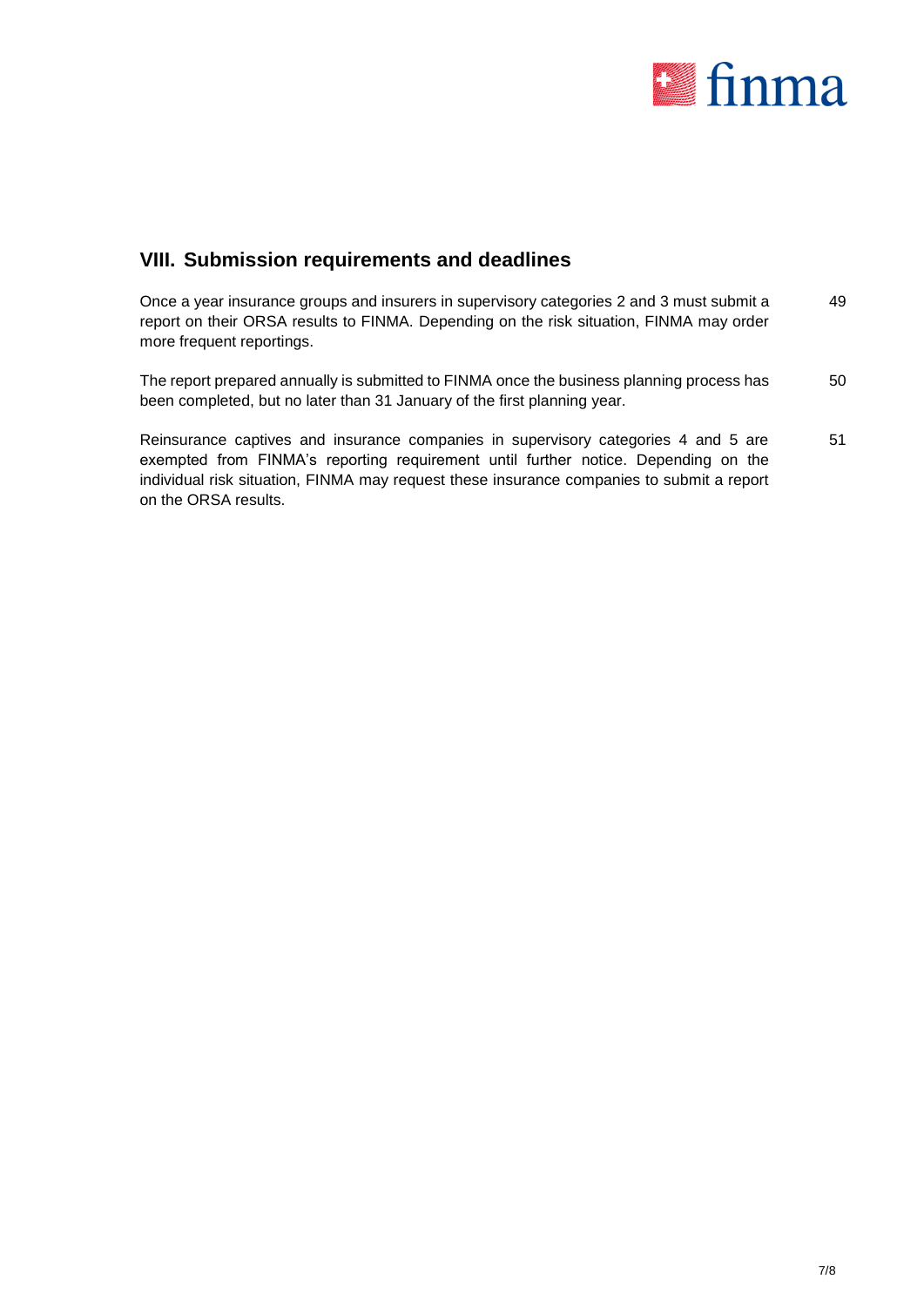## VIII. Submission requirements and deadlines

Once a year insurance groups and insurers in supervisory categories 2 and 3 must submit a report on their ORSA results to FINMA. Depending on the risk situation, FINMA may order more frequent reportings. 49

The report prepared annually is submitted to FINMA once the business planning process has been completed, but no later than 31 January of the first planning year. 50

Reinsurance captives and insurance companies in supervisory categories 4 and 5 are exempted from FINMA's reporting requirement until further notice. Depending on the individual risk situation, FINMA may request these insurance companies to submit a report on the ORSA results. 51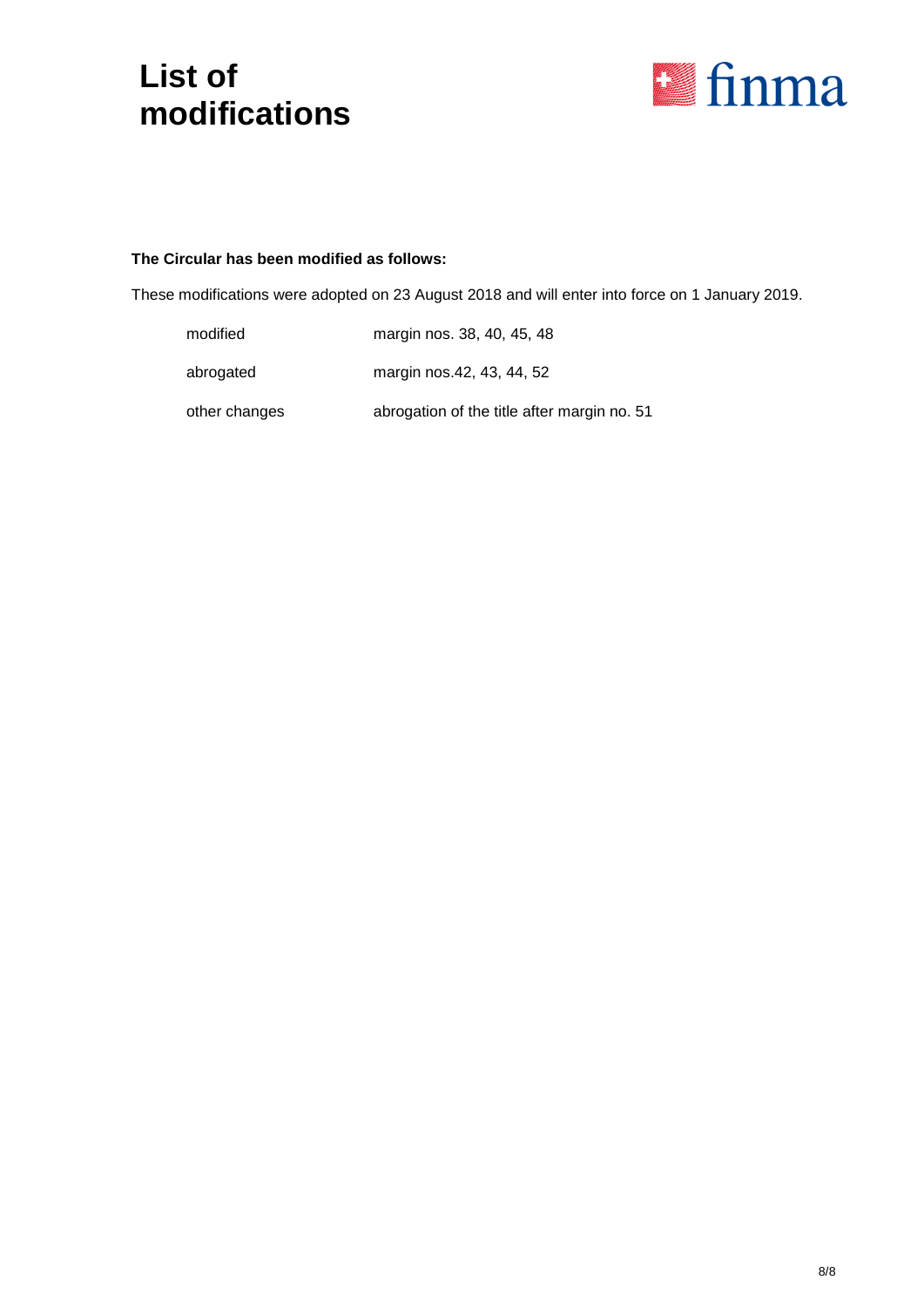# List of modifications

**The Circular has been modified as follows:**

These modifications were adopted on 23 August 2018 and will enter into force on 1 January 2019.

| | |
|---|---|
| modified | margin nos. 38, 40, 45, 48 |
| abrogated | margin nos.42, 43, 44, 52 |
| other changes | abrogation of the title after margin no. 51 |